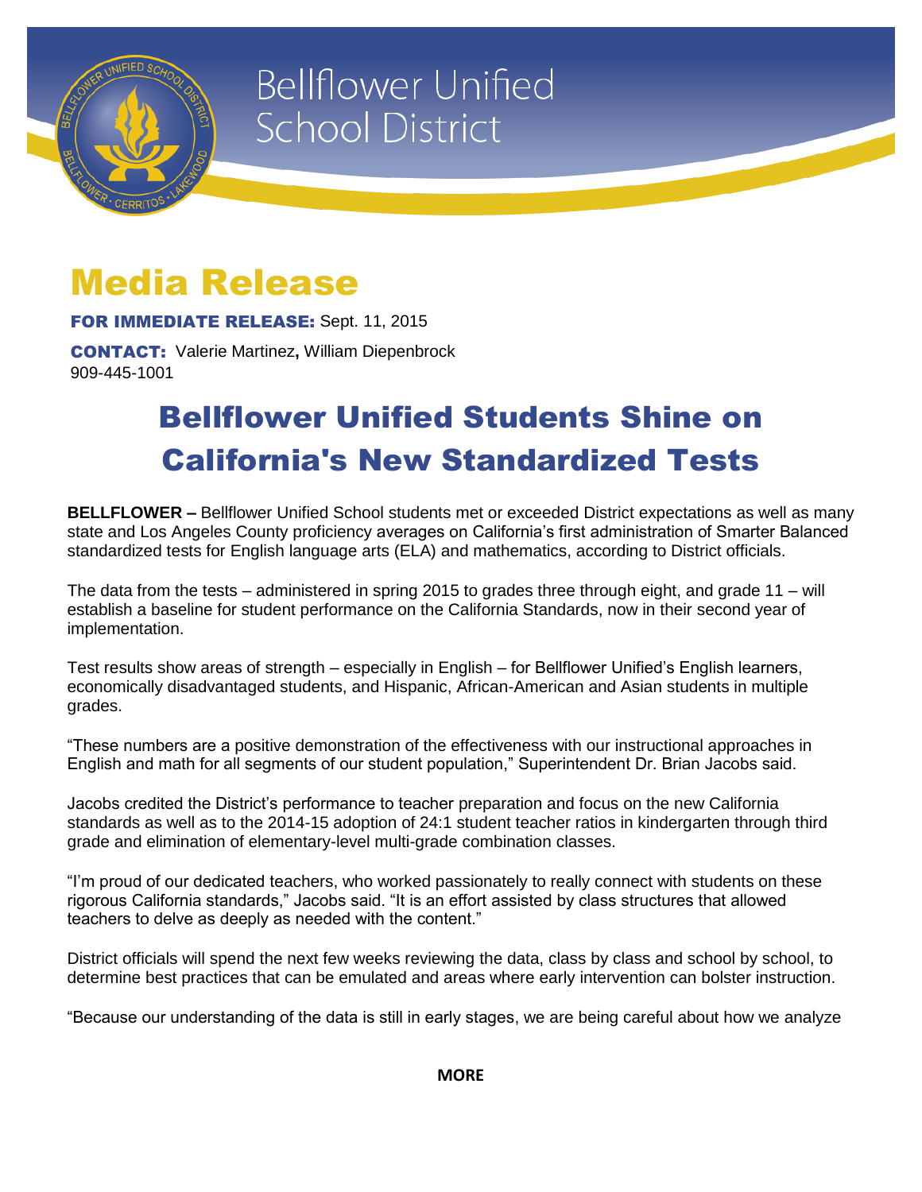# Bellflower Unified School District

## Media Release

**FOR IMMEDIATE RELEASE:** Sept. 11, 2015

**CONTACT:** Valerie Martinez**,** William Diepenbrock
909-445-1001

# Bellflower Unified Students Shine on California's New Standardized Tests

**BELLFLOWER –** Bellflower Unified School students met or exceeded District expectations as well as many state and Los Angeles County proficiency averages on California's first administration of Smarter Balanced standardized tests for English language arts (ELA) and mathematics, according to District officials.

The data from the tests – administered in spring 2015 to grades three through eight, and grade 11 – will establish a baseline for student performance on the California Standards, now in their second year of implementation.

Test results show areas of strength – especially in English – for Bellflower Unified's English learners, economically disadvantaged students, and Hispanic, African-American and Asian students in multiple grades.

"These numbers are a positive demonstration of the effectiveness with our instructional approaches in English and math for all segments of our student population," Superintendent Dr. Brian Jacobs said.

Jacobs credited the District's performance to teacher preparation and focus on the new California standards as well as to the 2014-15 adoption of 24:1 student teacher ratios in kindergarten through third grade and elimination of elementary-level multi-grade combination classes.

"I'm proud of our dedicated teachers, who worked passionately to really connect with students on these rigorous California standards," Jacobs said. "It is an effort assisted by class structures that allowed teachers to delve as deeply as needed with the content."

District officials will spend the next few weeks reviewing the data, class by class and school by school, to determine best practices that can be emulated and areas where early intervention can bolster instruction.

"Because our understanding of the data is still in early stages, we are being careful about how we analyze

**MORE**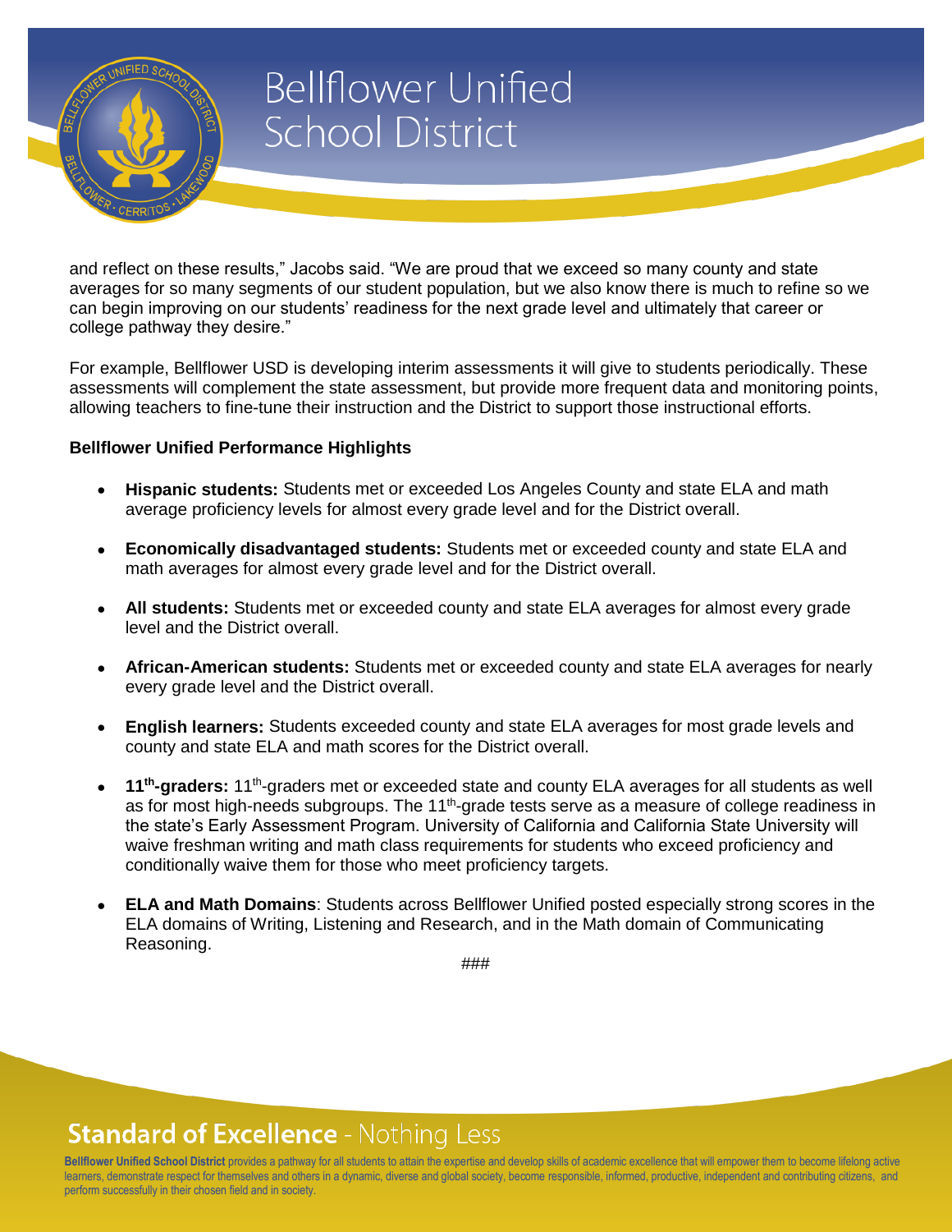and reflect on these results," Jacobs said. "We are proud that we exceed so many county and state averages for so many segments of our student population, but we also know there is much to refine so we can begin improving on our students' readiness for the next grade level and ultimately that career or college pathway they desire."

For example, Bellflower USD is developing interim assessments it will give to students periodically. These assessments will complement the state assessment, but provide more frequent data and monitoring points, allowing teachers to fine-tune their instruction and the District to support those instructional efforts.

**Bellflower Unified Performance Highlights**

- **Hispanic students:** Students met or exceeded Los Angeles County and state ELA and math average proficiency levels for almost every grade level and for the District overall.
- **Economically disadvantaged students:** Students met or exceeded county and state ELA and math averages for almost every grade level and for the District overall.
- **All students:** Students met or exceeded county and state ELA averages for almost every grade level and the District overall.
- **African-American students:** Students met or exceeded county and state ELA averages for nearly every grade level and the District overall.
- **English learners:** Students exceeded county and state ELA averages for most grade levels and county and state ELA and math scores for the District overall.
- **11th-graders:** 11th-graders met or exceeded state and county ELA averages for all students as well as for most high-needs subgroups. The 11th-grade tests serve as a measure of college readiness in the state's Early Assessment Program. University of California and California State University will waive freshman writing and math class requirements for students who exceed proficiency and conditionally waive them for those who meet proficiency targets.
- **ELA and Math Domains**: Students across Bellflower Unified posted especially strong scores in the ELA domains of Writing, Listening and Research, and in the Math domain of Communicating Reasoning.

###

**Standard of Excellence** - Nothing Less

**Bellflower Unified School District** provides a pathway for all students to attain the expertise and develop skills of academic excellence that will empower them to become lifelong active learners, demonstrate respect for themselves and others in a dynamic, diverse and global society, become responsible, informed, productive, independent and contributing citizens, and perform successfully in their chosen field and in society.